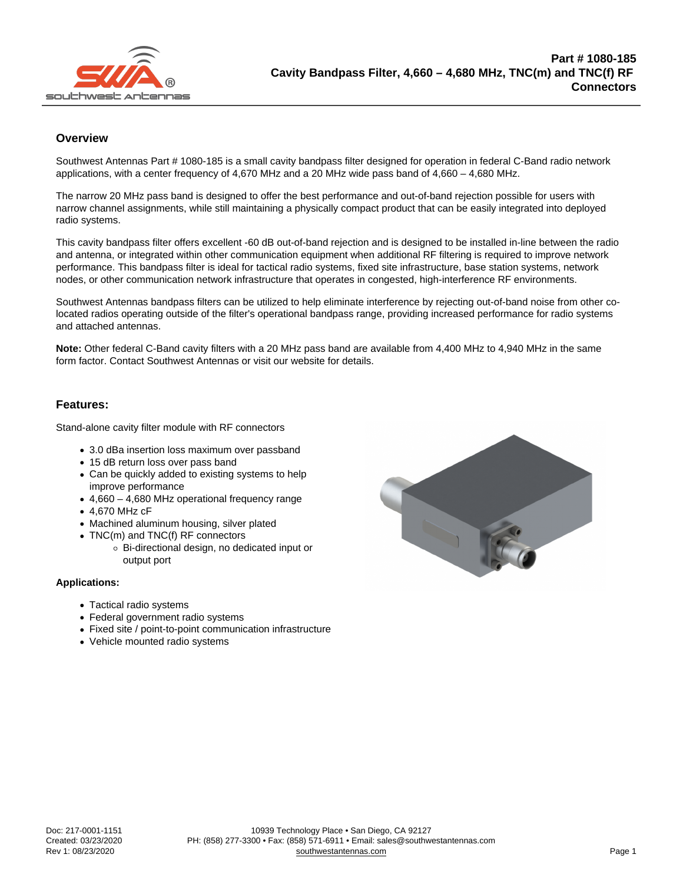# Part # 1080-185
# Cavity Bandpass Filter, 4,660 – 4,680 MHz, TNC(m) and TNC(f) RF Connectors

## Overview

Southwest Antennas Part # 1080-185 is a small cavity bandpass filter designed for operation in federal C-Band radio network applications, with a center frequency of 4,670 MHz and a 20 MHz wide pass band of 4,660 – 4,680 MHz.

The narrow 20 MHz pass band is designed to offer the best performance and out-of-band rejection possible for users with narrow channel assignments, while still maintaining a physically compact product that can be easily integrated into deployed radio systems.

This cavity bandpass filter offers excellent -60 dB out-of-band rejection and is designed to be installed in-line between the radio and antenna, or integrated within other communication equipment when additional RF filtering is required to improve network performance. This bandpass filter is ideal for tactical radio systems, fixed site infrastructure, base station systems, network nodes, or other communication network infrastructure that operates in congested, high-interference RF environments.

Southwest Antennas bandpass filters can be utilized to help eliminate interference by rejecting out-of-band noise from other co-located radios operating outside of the filter's operational bandpass range, providing increased performance for radio systems and attached antennas.

**Note:** Other federal C-Band cavity filters with a 20 MHz pass band are available from 4,400 MHz to 4,940 MHz in the same form factor. Contact Southwest Antennas or visit our website for details.

## Features:

Stand-alone cavity filter module with RF connectors

- 3.0 dBa insertion loss maximum over passband
- 15 dB return loss over pass band
- Can be quickly added to existing systems to help improve performance
- 4,660 – 4,680 MHz operational frequency range
- 4,670 MHz cF
- Machined aluminum housing, silver plated
- TNC(m) and TNC(f) RF connectors
    - Bi-directional design, no dedicated input or output port

### Applications:

- Tactical radio systems
- Federal government radio systems
- Fixed site / point-to-point communication infrastructure
- Vehicle mounted radio systems

Doc: 217-0001-1151
Created: 03/23/2020
Rev 1: 08/23/2020

10939 Technology Place • San Diego, CA 92127
PH: (858) 277-3300 • Fax: (858) 571-6911 • Email: sales@southwestantennas.com
southwestantennas.com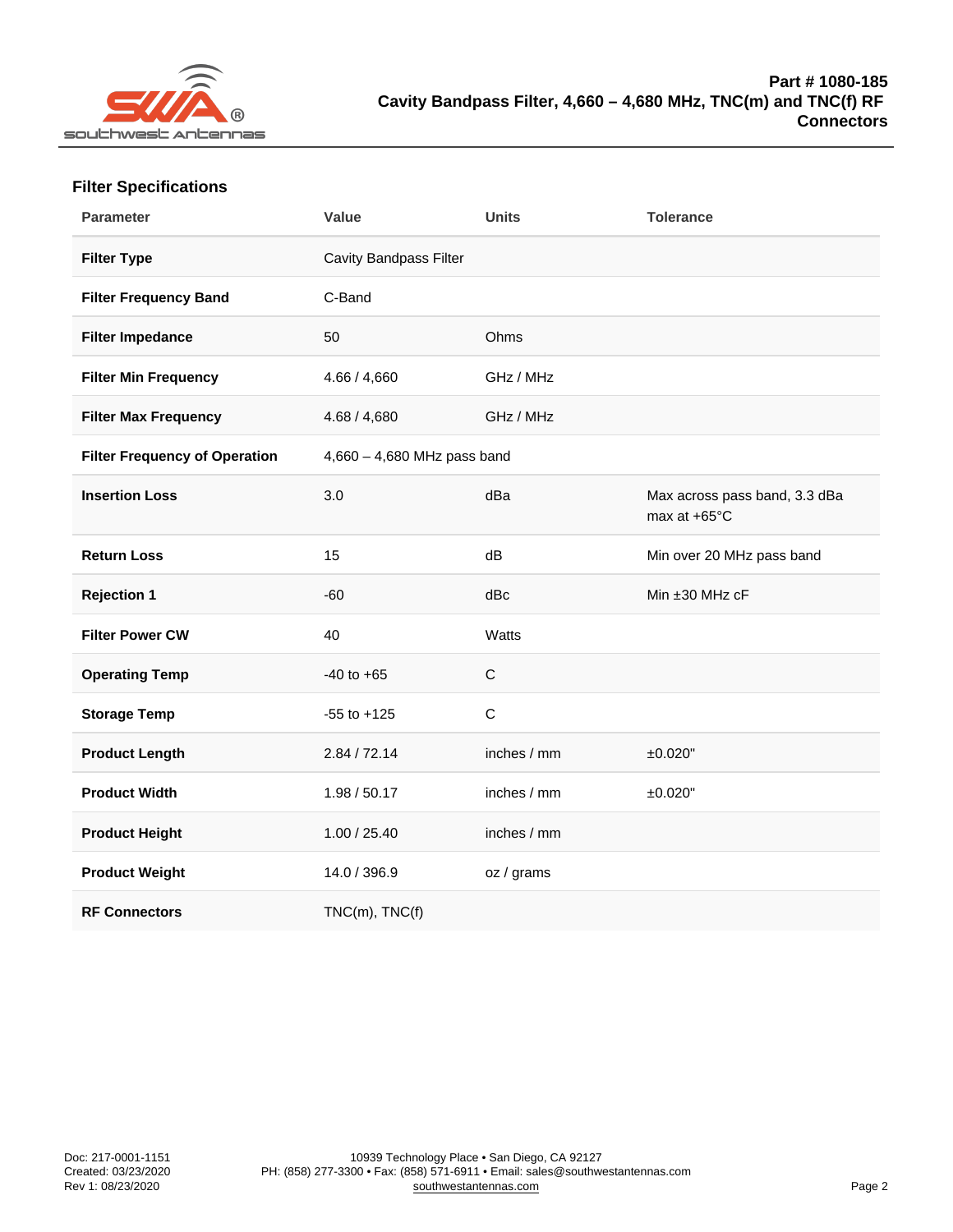# Part # 1080-185
## Cavity Bandpass Filter, 4,660 – 4,680 MHz, TNC(m) and TNC(f) RF Connectors

### Filter Specifications

| Parameter | Value | Units | Tolerance |
|---|---|---|---|
| **Filter Type** | Cavity Bandpass Filter | | |
| **Filter Frequency Band** | C-Band | | |
| **Filter Impedance** | 50 | Ohms | |
| **Filter Min Frequency** | 4.66 / 4,660 | GHz / MHz | |
| **Filter Max Frequency** | 4.68 / 4,680 | GHz / MHz | |
| **Filter Frequency of Operation** | 4,660 – 4,680 MHz pass band | | |
| **Insertion Loss** | 3.0 | dBa | Max across pass band, 3.3 dBa max at +65°C |
| **Return Loss** | 15 | dB | Min over 20 MHz pass band |
| **Rejection 1** | -60 | dBc | Min ±30 MHz cF |
| **Filter Power CW** | 40 | Watts | |
| **Operating Temp** | -40 to +65 | C | |
| **Storage Temp** | -55 to +125 | C | |
| **Product Length** | 2.84 / 72.14 | inches / mm | ±0.020" |
| **Product Width** | 1.98 / 50.17 | inches / mm | ±0.020" |
| **Product Height** | 1.00 / 25.40 | inches / mm | |
| **Product Weight** | 14.0 / 396.9 | oz / grams | |
| **RF Connectors** | TNC(m), TNC(f) | | |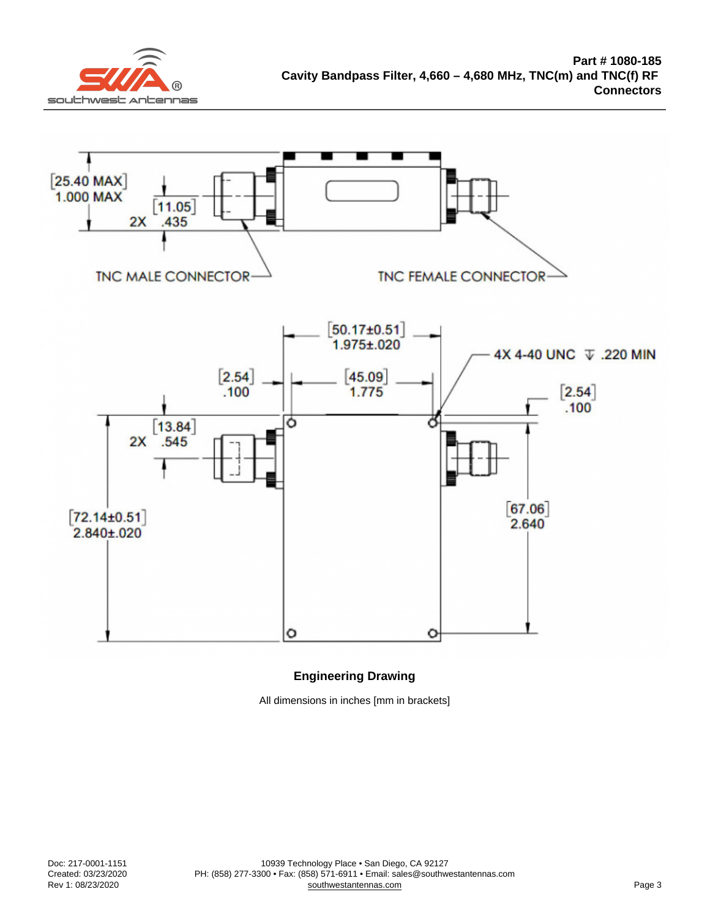**Part # 1080-185**
**Cavity Bandpass Filter, 4,660 – 4,680 MHz, TNC(m) and TNC(f) RF Connectors**

[25.40 MAX]
1.000 MAX

[11.05]
2X .435

TNC MALE CONNECTOR

TNC FEMALE CONNECTOR

[50.17±0.51]
1.975±.020

4X 4-40 UNC ⟂ .220 MIN

[2.54]
.100

[45.09]
1.775

[2.54]
.100

[13.84]
2X .545

[72.14±0.51]
2.840±.020

[67.06]
2.640

**Engineering Drawing**

All dimensions in inches [mm in brackets]

Doc: 217-0001-1151
Created: 03/23/2020
Rev 1: 08/23/2020

10939 Technology Place • San Diego, CA 92127
PH: (858) 277-3300 • Fax: (858) 571-6911 • Email: sales@southwestantennas.com
southwestantennas.com